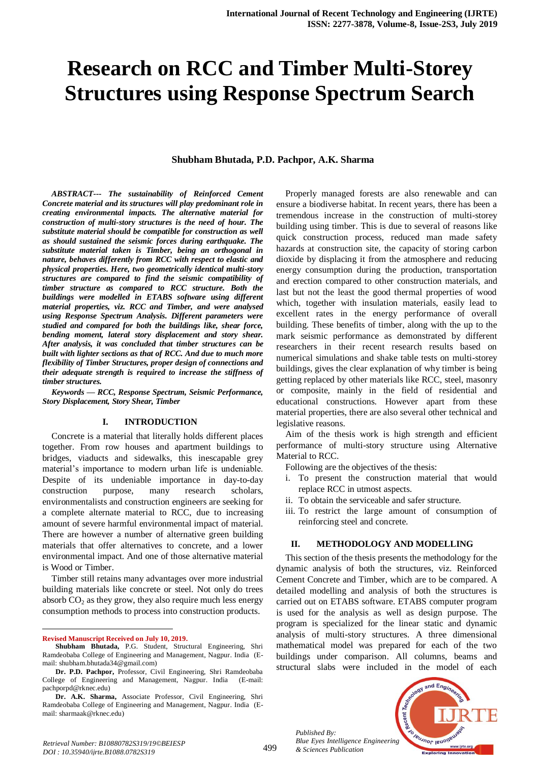# Research on RCC and Timber Multi-Storey Structures using Response Spectrum Search

**Shubham Bhutada, P.D. Pachpor, A.K. Sharma**

***ABSTRACT--- The sustainability of Reinforced Cement Concrete material and its structures will play predominant role in creating environmental impacts. The alternative material for construction of multi-story structures is the need of hour. The substitute material should be compatible for construction as well as should sustained the seismic forces during earthquake. The substitute material taken is Timber, being an orthogonal in nature, behaves differently from RCC with respect to elastic and physical properties. Here, two geometrically identical multi-story structures are compared to find the seismic compatibility of timber structure as compared to RCC structure. Both the buildings were modelled in ETABS software using different material properties, viz. RCC and Timber, and were analysed using Response Spectrum Analysis. Different parameters were studied and compared for both the buildings like, shear force, bending moment, lateral story displacement and story shear. After analysis, it was concluded that timber structures can be built with lighter sections as that of RCC. And due to much more flexibility of Timber Structures, proper design of connections and their adequate strength is required to increase the stiffness of timber structures.***

***Keywords — RCC, Response Spectrum, Seismic Performance, Story Displacement, Story Shear, Timber***

## I. INTRODUCTION

Concrete is a material that literally holds different places together. From row houses and apartment buildings to bridges, viaducts and sidewalks, this inescapable grey material's importance to modern urban life is undeniable. Despite of its undeniable importance in day-to-day construction purpose, many research scholars, environmentalists and construction engineers are seeking for a complete alternate material to RCC, due to increasing amount of severe harmful environmental impact of material. There are however a number of alternative green building materials that offer alternatives to concrete, and a lower environmental impact. And one of those alternative material is Wood or Timber.

Timber still retains many advantages over more industrial building materials like concrete or steel. Not only do trees absorb $CO_2$ as they grow, they also require much less energy consumption methods to process into construction products.

**Revised Manuscript Received on July 10, 2019.**

**Shubham Bhutada,** P.G. Student, Structural Engineering, Shri Ramdeobaba College of Engineering and Management, Nagpur. India (E-mail: shubham.bhutada34@gmail.com)

**Dr. P.D. Pachpor,** Professor, Civil Engineering, Shri Ramdeobaba College of Engineering and Management, Nagpur. India (E-mail: pachporpd@rknec.edu)

**Dr. A.K. Sharma,** Associate Professor, Civil Engineering, Shri Ramdeobaba College of Engineering and Management, Nagpur. India (E-mail: sharmaak@rknec.edu)

Properly managed forests are also renewable and can ensure a biodiverse habitat. In recent years, there has been a tremendous increase in the construction of multi-storey building using timber. This is due to several of reasons like quick construction process, reduced man made safety hazards at construction site, the capacity of storing carbon dioxide by displacing it from the atmosphere and reducing energy consumption during the production, transportation and erection compared to other construction materials, and last but not the least the good thermal properties of wood which, together with insulation materials, easily lead to excellent rates in the energy performance of overall building. These benefits of timber, along with the up to the mark seismic performance as demonstrated by different researchers in their recent research results based on numerical simulations and shake table tests on multi-storey buildings, gives the clear explanation of why timber is being getting replaced by other materials like RCC, steel, masonry or composite, mainly in the field of residential and educational constructions. However apart from these material properties, there are also several other technical and legislative reasons.

Aim of the thesis work is high strength and efficient performance of multi-story structure using Alternative Material to RCC.

Following are the objectives of the thesis:

i. To present the construction material that would replace RCC in utmost aspects.
ii. To obtain the serviceable and safer structure.
iii. To restrict the large amount of consumption of reinforcing steel and concrete.

## II. METHODOLOGY AND MODELLING

This section of the thesis presents the methodology for the dynamic analysis of both the structures, viz. Reinforced Cement Concrete and Timber, which are to be compared. A detailed modelling and analysis of both the structures is carried out on ETABS software. ETABS computer program is used for the analysis as well as design purpose. The program is specialized for the linear static and dynamic analysis of multi-story structures. A three dimensional mathematical model was prepared for each of the two buildings under comparison. All columns, beams and structural slabs were included in the model of each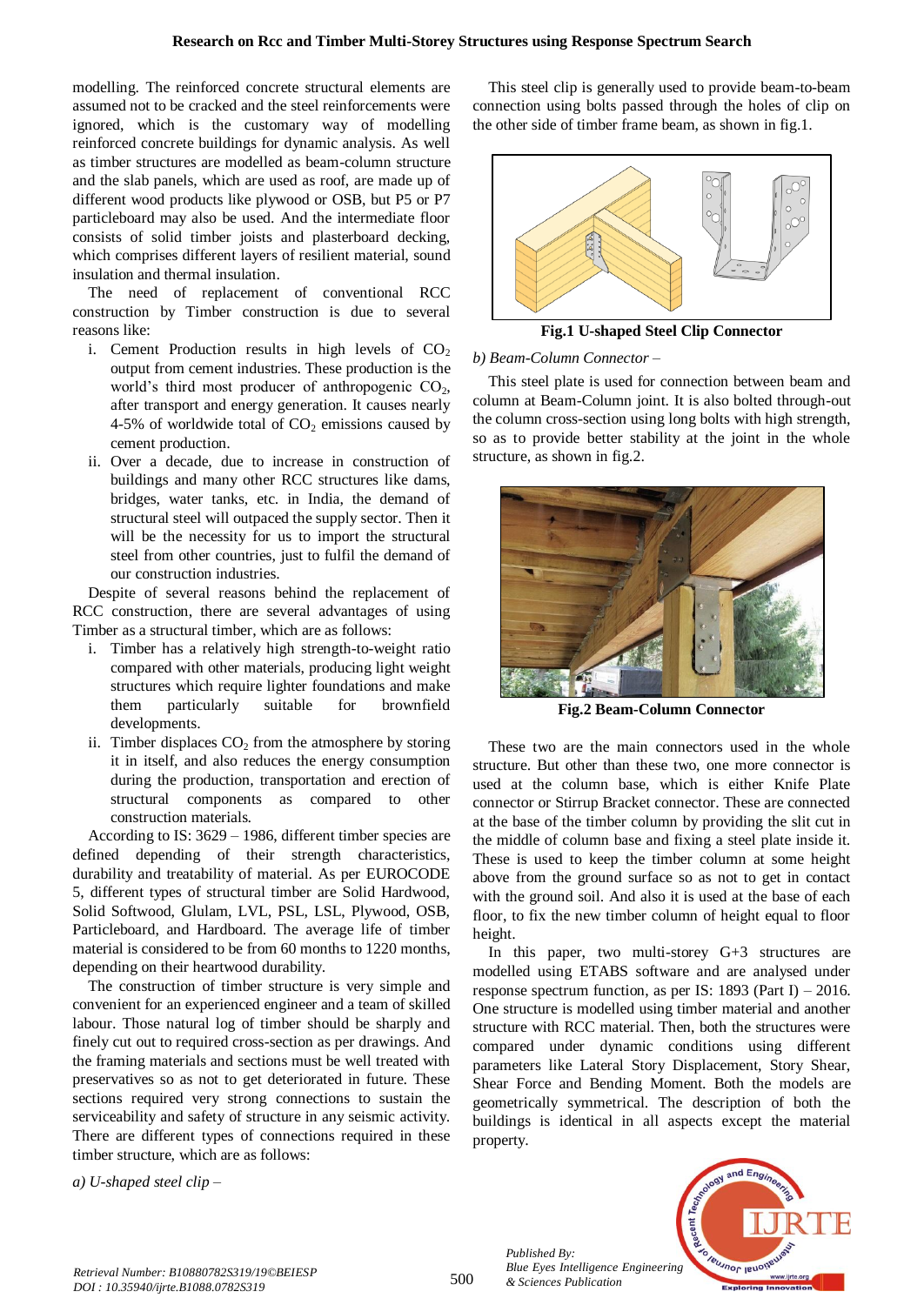modelling. The reinforced concrete structural elements are assumed not to be cracked and the steel reinforcements were ignored, which is the customary way of modelling reinforced concrete buildings for dynamic analysis. As well as timber structures are modelled as beam-column structure and the slab panels, which are used as roof, are made up of different wood products like plywood or OSB, but P5 or P7 particleboard may also be used. And the intermediate floor consists of solid timber joists and plasterboard decking, which comprises different layers of resilient material, sound insulation and thermal insulation.

The need of replacement of conventional RCC construction by Timber construction is due to several reasons like:

i. Cement Production results in high levels of $CO_2$ output from cement industries. These production is the world's third most producer of anthropogenic $CO_2$, after transport and energy generation. It causes nearly 4-5% of worldwide total of $CO_2$ emissions caused by cement production.
ii. Over a decade, due to increase in construction of buildings and many other RCC structures like dams, bridges, water tanks, etc. in India, the demand of structural steel will outpaced the supply sector. Then it will be the necessity for us to import the structural steel from other countries, just to fulfil the demand of our construction industries.

Despite of several reasons behind the replacement of RCC construction, there are several advantages of using Timber as a structural timber, which are as follows:

i. Timber has a relatively high strength-to-weight ratio compared with other materials, producing light weight structures which require lighter foundations and make them particularly suitable for brownfield developments.
ii. Timber displaces $CO_2$ from the atmosphere by storing it in itself, and also reduces the energy consumption during the production, transportation and erection of structural components as compared to other construction materials.

According to IS: 3629 – 1986, different timber species are defined depending of their strength characteristics, durability and treatability of material. As per EUROCODE 5, different types of structural timber are Solid Hardwood, Solid Softwood, Glulam, LVL, PSL, LSL, Plywood, OSB, Particleboard, and Hardboard. The average life of timber material is considered to be from 60 months to 1220 months, depending on their heartwood durability.

The construction of timber structure is very simple and convenient for an experienced engineer and a team of skilled labour. Those natural log of timber should be sharply and finely cut out to required cross-section as per drawings. And the framing materials and sections must be well treated with preservatives so as not to get deteriorated in future. These sections required very strong connections to sustain the serviceability and safety of structure in any seismic activity. There are different types of connections required in these timber structure, which are as follows:

*a) U-shaped steel clip –*

This steel clip is generally used to provide beam-to-beam connection using bolts passed through the holes of clip on the other side of timber frame beam, as shown in fig.1.

**Fig.1 U-shaped Steel Clip Connector**

*b) Beam-Column Connector –*

This steel plate is used for connection between beam and column at Beam-Column joint. It is also bolted through-out the column cross-section using long bolts with high strength, so as to provide better stability at the joint in the whole structure, as shown in fig.2.

**Fig.2 Beam-Column Connector**

These two are the main connectors used in the whole structure. But other than these two, one more connector is used at the column base, which is either Knife Plate connector or Stirrup Bracket connector. These are connected at the base of the timber column by providing the slit cut in the middle of column base and fixing a steel plate inside it. These is used to keep the timber column at some height above from the ground surface so as not to get in contact with the ground soil. And also it is used at the base of each floor, to fix the new timber column of height equal to floor height.

In this paper, two multi-storey G+3 structures are modelled using ETABS software and are analysed under response spectrum function, as per IS: 1893 (Part I) – 2016. One structure is modelled using timber material and another structure with RCC material. Then, both the structures were compared under dynamic conditions using different parameters like Lateral Story Displacement, Story Shear, Shear Force and Bending Moment. Both the models are geometrically symmetrical. The description of both the buildings is identical in all aspects except the material property.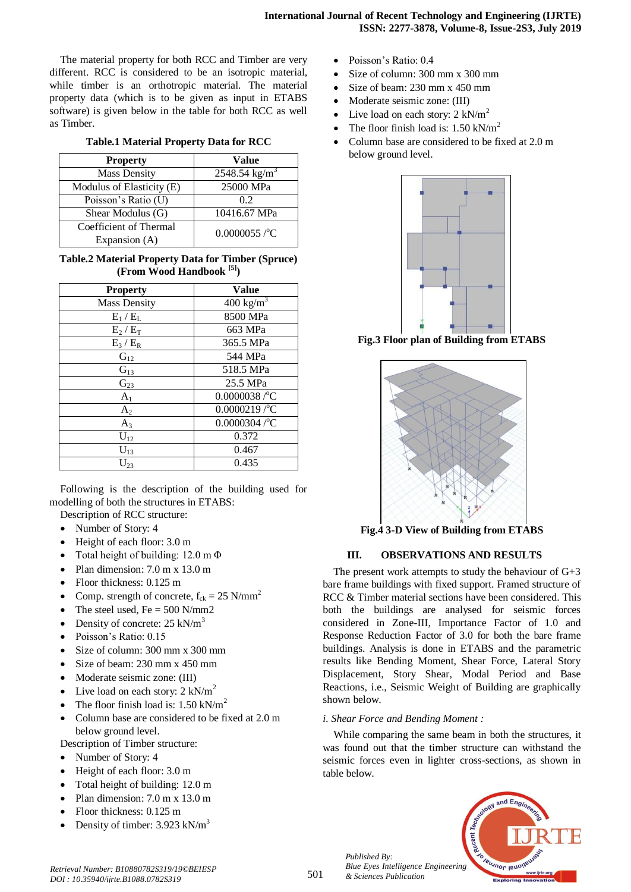The material property for both RCC and Timber are very different. RCC is considered to be an isotropic material, while timber is an orthotropic material. The material property data (which is to be given as input in ETABS software) is given below in the table for both RCC as well as Timber.

**Table.1 Material Property Data for RCC**

| Property | Value |
|---|---|
| Mass Density | 2548.54 kg/m$^3$ |
| Modulus of Elasticity (E) | 25000 MPa |
| Poisson's Ratio (U) | 0.2 |
| Shear Modulus (G) | 10416.67 MPa |
| Coefficient of Thermal Expansion (A) | 0.0000055 /$^o$C |

**Table.2 Material Property Data for Timber (Spruce) (From Wood Handbook [5])**

| Property | Value |
|---|---|
| Mass Density | 400 kg/m$^3$ |
| $E_1$ / $E_L$ | 8500 MPa |
| $E_2$ / $E_T$ | 663 MPa |
| $E_3$ / $E_R$ | 365.5 MPa |
| $G_{12}$ | 544 MPa |
| $G_{13}$ | 518.5 MPa |
| $G_{23}$ | 25.5 MPa |
| $A_1$ | 0.0000038 /$^o$C |
| $A_2$ | 0.0000219 /$^o$C |
| $A_3$ | 0.0000304 /$^o$C |
| $U_{12}$ | 0.372 |
| $U_{13}$ | 0.467 |
| $U_{23}$ | 0.435 |

Following is the description of the building used for modelling of both the structures in ETABS:

Description of RCC structure:

- Number of Story: 4
- Height of each floor: 3.0 m
- Total height of building: 12.0 m Φ
- Plan dimension: 7.0 m x 13.0 m
- Floor thickness: 0.125 m
- Comp. strength of concrete, $f_{ck}$ = 25 N/mm$^2$
- The steel used, Fe = 500 N/mm2
- Density of concrete: 25 kN/m$^3$
- Poisson's Ratio: 0.15
- Size of column: 300 mm x 300 mm
- Size of beam: 230 mm x 450 mm
- Moderate seismic zone: (III)
- Live load on each story: 2 kN/m$^2$
- The floor finish load is: 1.50 kN/m$^2$
- Column base are considered to be fixed at 2.0 m below ground level.

Description of Timber structure:

- Number of Story: 4
- Height of each floor: 3.0 m
- Total height of building: 12.0 m
- Plan dimension: 7.0 m x 13.0 m
- Floor thickness: 0.125 m
- Density of timber: 3.923 kN/m$^3$
- Poisson's Ratio: 0.4
- Size of column: 300 mm x 300 mm
- Size of beam: 230 mm x 450 mm
- Moderate seismic zone: (III)
- Live load on each story: 2 kN/m$^2$
- The floor finish load is: 1.50 kN/m$^2$
- Column base are considered to be fixed at 2.0 m below ground level.

**Fig.3 Floor plan of Building from ETABS**

**Fig.4 3-D View of Building from ETABS**

## III. OBSERVATIONS AND RESULTS

The present work attempts to study the behaviour of G+3 bare frame buildings with fixed support. Framed structure of RCC & Timber material sections have been considered. This both the buildings are analysed for seismic forces considered in Zone-III, Importance Factor of 1.0 and Response Reduction Factor of 3.0 for both the bare frame buildings. Analysis is done in ETABS and the parametric results like Bending Moment, Shear Force, Lateral Story Displacement, Story Shear, Modal Period and Base Reactions, i.e., Seismic Weight of Building are graphically shown below.

*i. Shear Force and Bending Moment :*

While comparing the same beam in both the structures, it was found out that the timber structure can withstand the seismic forces even in lighter cross-sections, as shown in table below.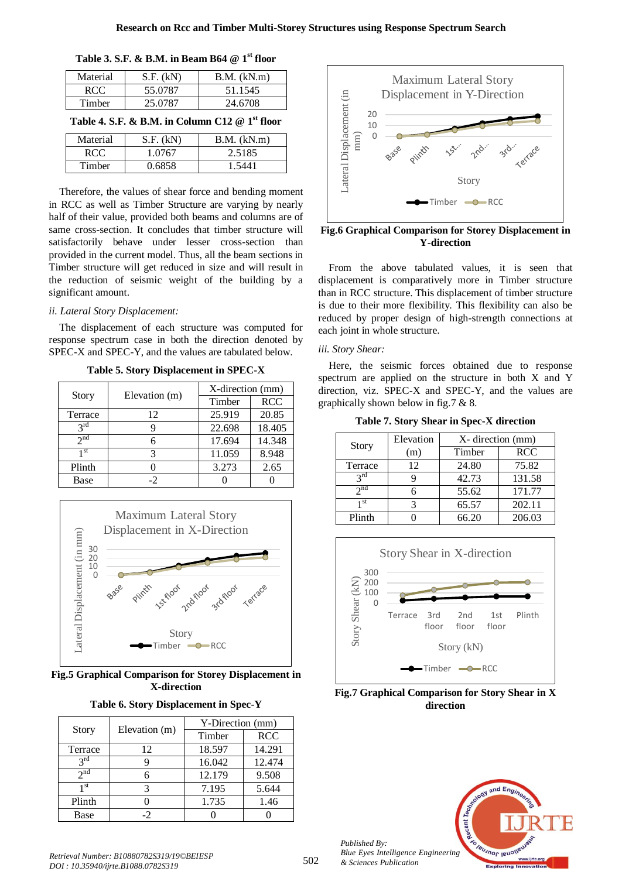**Table 3. S.F. & B.M. in Beam B64 @ 1st floor**

| Material | S.F. (kN) | B.M. (kN.m) |
|---|---|---|
| RCC | 55.0787 | 51.1545 |
| Timber | 25.0787 | 24.6708 |

**Table 4. S.F. & B.M. in Column C12 @ 1st floor**

| Material | S.F. (kN) | B.M. (kN.m) |
|---|---|---|
| RCC | 1.0767 | 2.5185 |
| Timber | 0.6858 | 1.5441 |

Therefore, the values of shear force and bending moment in RCC as well as Timber Structure are varying by nearly half of their value, provided both beams and columns are of same cross-section. It concludes that timber structure will satisfactorily behave under lesser cross-section than provided in the current model. Thus, all the beam sections in Timber structure will get reduced in size and will result in the reduction of seismic weight of the building by a significant amount.

*ii. Lateral Story Displacement:*

The displacement of each structure was computed for response spectrum case in both the direction denoted by SPEC-X and SPEC-Y, and the values are tabulated below.

**Table 5. Story Displacement in SPEC-X**

| Story | Elevation (m) | X-direction (mm) | |
|---|---|---|---|
| | | Timber | RCC |
| Terrace | 12 | 25.919 | 20.85 |
| 3rd | 9 | 22.698 | 18.405 |
| 2nd | 6 | 17.694 | 14.348 |
| 1st | 3 | 11.059 | 8.948 |
| Plinth | 0 | 3.273 | 2.65 |
| Base | -2 | 0 | 0 |

**Fig.5 Graphical Comparison for Storey Displacement in X-direction**

**Table 6. Story Displacement in Spec-Y**

| Story | Elevation (m) | Y-Direction (mm) | |
|---|---|---|---|
| | | Timber | RCC |
| Terrace | 12 | 18.597 | 14.291 |
| 3rd | 9 | 16.042 | 12.474 |
| 2nd | 6 | 12.179 | 9.508 |
| 1st | 3 | 7.195 | 5.644 |
| Plinth | 0 | 1.735 | 1.46 |
| Base | -2 | 0 | 0 |

**Fig.6 Graphical Comparison for Storey Displacement in Y-direction**

From the above tabulated values, it is seen that displacement is comparatively more in Timber structure than in RCC structure. This displacement of timber structure is due to their more flexibility. This flexibility can also be reduced by proper design of high-strength connections at each joint in whole structure.

*iii. Story Shear:*

Here, the seismic forces obtained due to response spectrum are applied on the structure in both X and Y direction, viz. SPEC-X and SPEC-Y, and the values are graphically shown below in fig.7 & 8.

**Table 7. Story Shear in Spec-X direction**

| Story | Elevation (m) | X- direction (mm) | |
|---|---|---|---|
| | | Timber | RCC |
| Terrace | 12 | 24.80 | 75.82 |
| 3rd | 9 | 42.73 | 131.58 |
| 2nd | 6 | 55.62 | 171.77 |
| 1st | 3 | 65.57 | 202.11 |
| Plinth | 0 | 66.20 | 206.03 |

**Fig.7 Graphical Comparison for Story Shear in X direction**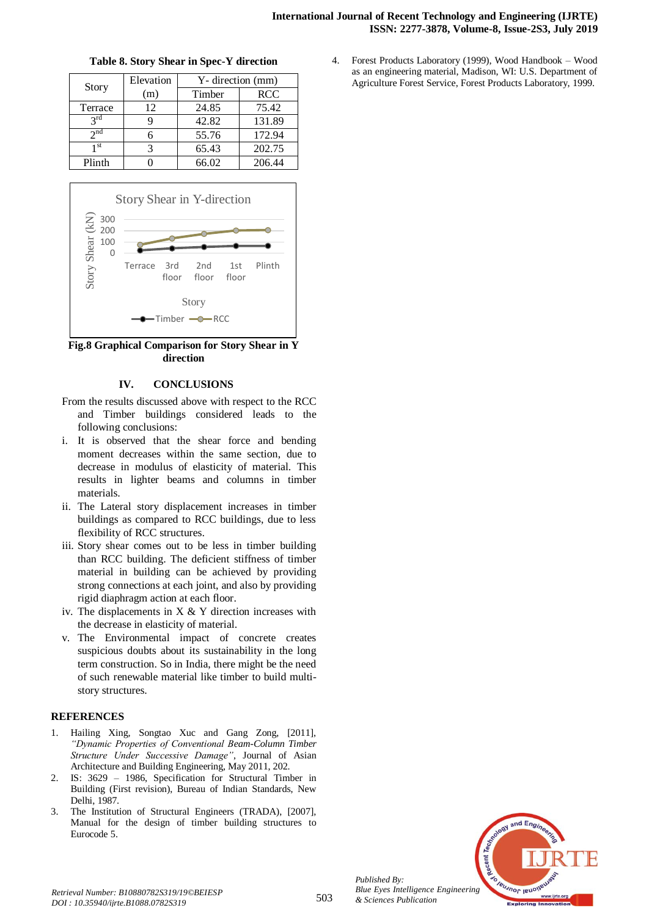Table 8. Story Shear in Spec-Y direction

| Story | Elevation (m) | Y- direction (mm) | |
|---|---|---|---|
| | | Timber | RCC |
| Terrace | 12 | 24.85 | 75.42 |
| 3rd | 9 | 42.82 | 131.89 |
| 2nd | 6 | 55.76 | 172.94 |
| 1st | 3 | 65.43 | 202.75 |
| Plinth | 0 | 66.02 | 206.44 |

Story Shear in Y-direction

Story Shear (kN)

300
200
100
0

Terrace
3rd floor
2nd floor
1st floor
Plinth

Story

Timber
RCC

**Fig.8 Graphical Comparison for Story Shear in Y direction**

## IV. CONCLUSIONS

From the results discussed above with respect to the RCC and Timber buildings considered leads to the following conclusions:

i. It is observed that the shear force and bending moment decreases within the same section, due to decrease in modulus of elasticity of material. This results in lighter beams and columns in timber materials.
ii. The Lateral story displacement increases in timber buildings as compared to RCC buildings, due to less flexibility of RCC structures.
iii. Story shear comes out to be less in timber building than RCC building. The deficient stiffness of timber material in building can be achieved by providing strong connections at each joint, and also by providing rigid diaphragm action at each floor.
iv. The displacements in X & Y direction increases with the decrease in elasticity of material.
v. The Environmental impact of concrete creates suspicious doubts about its sustainability in the long term construction. So in India, there might be the need of such renewable material like timber to build multi-story structures.

## REFERENCES

1. Hailing Xing, Songtao Xuc and Gang Zong, [2011], *"Dynamic Properties of Conventional Beam-Column Timber Structure Under Successive Damage"*, Journal of Asian Architecture and Building Engineering, May 2011, 202.
2. IS: 3629 – 1986, Specification for Structural Timber in Building (First revision), Bureau of Indian Standards, New Delhi, 1987.
3. The Institution of Structural Engineers (TRADA), [2007], Manual for the design of timber building structures to Eurocode 5.
4. Forest Products Laboratory (1999), Wood Handbook – Wood as an engineering material, Madison, WI: U.S. Department of Agriculture Forest Service, Forest Products Laboratory, 1999.